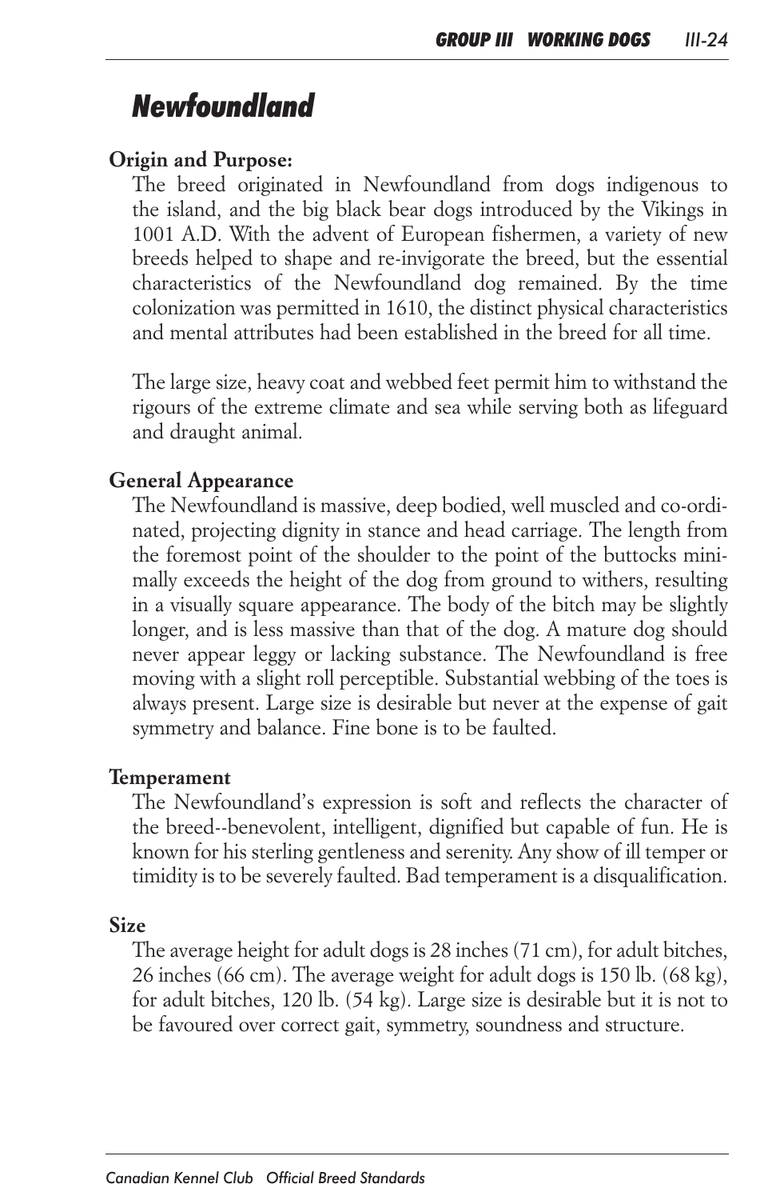# Newfoundland

**Origin and Purpose:**

The breed originated in Newfoundland from dogs indigenous to the island, and the big black bear dogs introduced by the Vikings in 1001 A.D. With the advent of European fishermen, a variety of new breeds helped to shape and re-invigorate the breed, but the essential characteristics of the Newfoundland dog remained. By the time colonization was permitted in 1610, the distinct physical characteristics and mental attributes had been established in the breed for all time.

The large size, heavy coat and webbed feet permit him to withstand the rigours of the extreme climate and sea while serving both as lifeguard and draught animal.

**General Appearance**

The Newfoundland is massive, deep bodied, well muscled and co-ordinated, projecting dignity in stance and head carriage. The length from the foremost point of the shoulder to the point of the buttocks minimally exceeds the height of the dog from ground to withers, resulting in a visually square appearance. The body of the bitch may be slightly longer, and is less massive than that of the dog. A mature dog should never appear leggy or lacking substance. The Newfoundland is free moving with a slight roll perceptible. Substantial webbing of the toes is always present. Large size is desirable but never at the expense of gait symmetry and balance. Fine bone is to be faulted.

**Temperament**

The Newfoundland's expression is soft and reflects the character of the breed--benevolent, intelligent, dignified but capable of fun. He is known for his sterling gentleness and serenity. Any show of ill temper or timidity is to be severely faulted. Bad temperament is a disqualification.

**Size**

The average height for adult dogs is 28 inches (71 cm), for adult bitches, 26 inches (66 cm). The average weight for adult dogs is 150 lb. (68 kg), for adult bitches, 120 lb. (54 kg). Large size is desirable but it is not to be favoured over correct gait, symmetry, soundness and structure.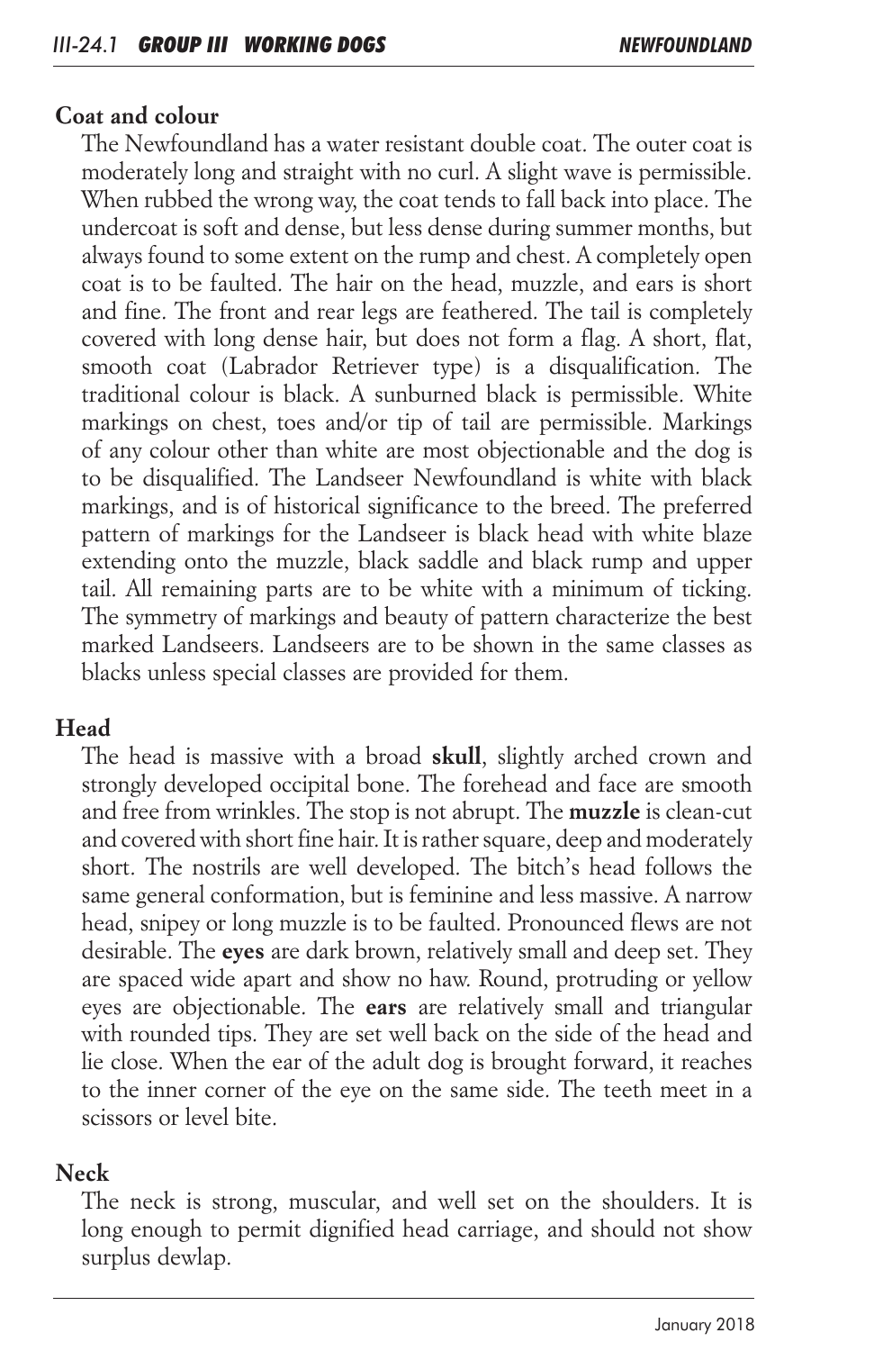**Coat and colour**

The Newfoundland has a water resistant double coat. The outer coat is moderately long and straight with no curl. A slight wave is permissible. When rubbed the wrong way, the coat tends to fall back into place. The undercoat is soft and dense, but less dense during summer months, but always found to some extent on the rump and chest. A completely open coat is to be faulted. The hair on the head, muzzle, and ears is short and fine. The front and rear legs are feathered. The tail is completely covered with long dense hair, but does not form a flag. A short, flat, smooth coat (Labrador Retriever type) is a disqualification. The traditional colour is black. A sunburned black is permissible. White markings on chest, toes and/or tip of tail are permissible. Markings of any colour other than white are most objectionable and the dog is to be disqualified. The Landseer Newfoundland is white with black markings, and is of historical significance to the breed. The preferred pattern of markings for the Landseer is black head with white blaze extending onto the muzzle, black saddle and black rump and upper tail. All remaining parts are to be white with a minimum of ticking. The symmetry of markings and beauty of pattern characterize the best marked Landseers. Landseers are to be shown in the same classes as blacks unless special classes are provided for them.

**Head**

The head is massive with a broad **skull**, slightly arched crown and strongly developed occipital bone. The forehead and face are smooth and free from wrinkles. The stop is not abrupt. The **muzzle** is clean-cut and covered with short fine hair. It is rather square, deep and moderately short. The nostrils are well developed. The bitch's head follows the same general conformation, but is feminine and less massive. A narrow head, snipey or long muzzle is to be faulted. Pronounced flews are not desirable. The **eyes** are dark brown, relatively small and deep set. They are spaced wide apart and show no haw. Round, protruding or yellow eyes are objectionable. The **ears** are relatively small and triangular with rounded tips. They are set well back on the side of the head and lie close. When the ear of the adult dog is brought forward, it reaches to the inner corner of the eye on the same side. The teeth meet in a scissors or level bite.

**Neck**

The neck is strong, muscular, and well set on the shoulders. It is long enough to permit dignified head carriage, and should not show surplus dewlap.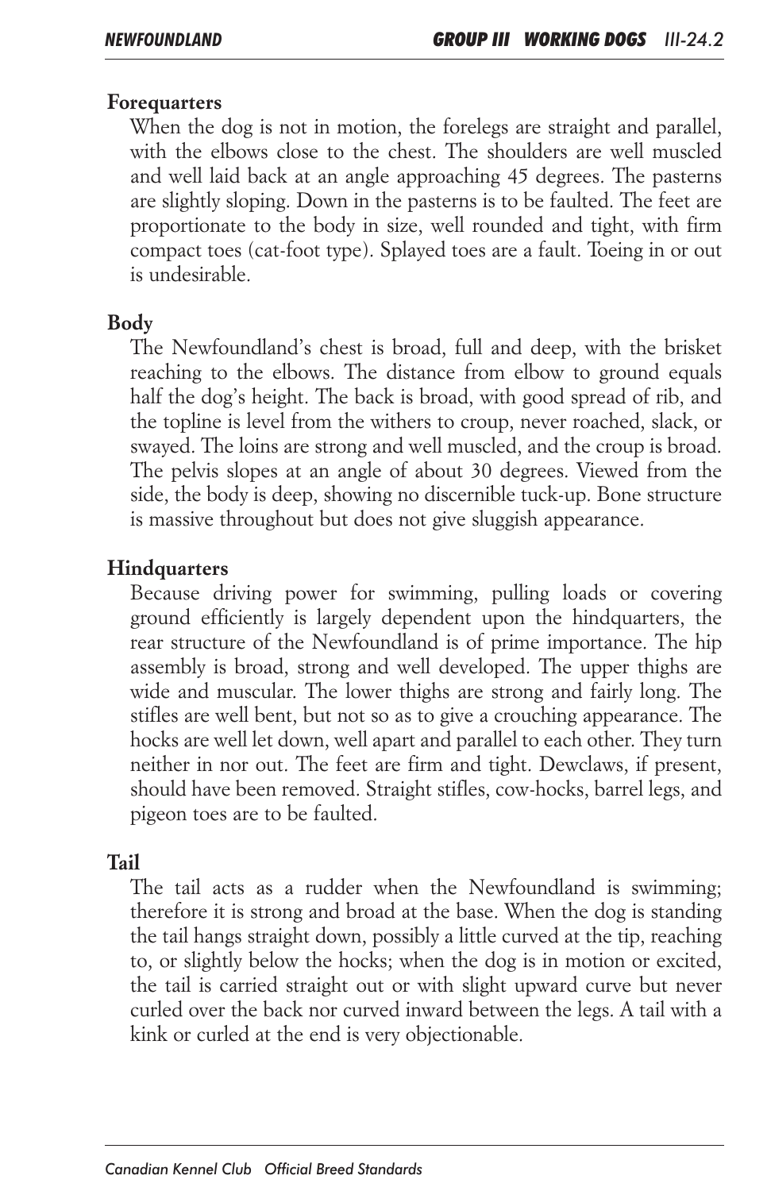### Forequarters

When the dog is not in motion, the forelegs are straight and parallel, with the elbows close to the chest. The shoulders are well muscled and well laid back at an angle approaching 45 degrees. The pasterns are slightly sloping. Down in the pasterns is to be faulted. The feet are proportionate to the body in size, well rounded and tight, with firm compact toes (cat-foot type). Splayed toes are a fault. Toeing in or out is undesirable.

### Body

The Newfoundland's chest is broad, full and deep, with the brisket reaching to the elbows. The distance from elbow to ground equals half the dog's height. The back is broad, with good spread of rib, and the topline is level from the withers to croup, never roached, slack, or swayed. The loins are strong and well muscled, and the croup is broad. The pelvis slopes at an angle of about 30 degrees. Viewed from the side, the body is deep, showing no discernible tuck-up. Bone structure is massive throughout but does not give sluggish appearance.

### Hindquarters

Because driving power for swimming, pulling loads or covering ground efficiently is largely dependent upon the hindquarters, the rear structure of the Newfoundland is of prime importance. The hip assembly is broad, strong and well developed. The upper thighs are wide and muscular. The lower thighs are strong and fairly long. The stifles are well bent, but not so as to give a crouching appearance. The hocks are well let down, well apart and parallel to each other. They turn neither in nor out. The feet are firm and tight. Dewclaws, if present, should have been removed. Straight stifles, cow-hocks, barrel legs, and pigeon toes are to be faulted.

### Tail

The tail acts as a rudder when the Newfoundland is swimming; therefore it is strong and broad at the base. When the dog is standing the tail hangs straight down, possibly a little curved at the tip, reaching to, or slightly below the hocks; when the dog is in motion or excited, the tail is carried straight out or with slight upward curve but never curled over the back nor curved inward between the legs. A tail with a kink or curled at the end is very objectionable.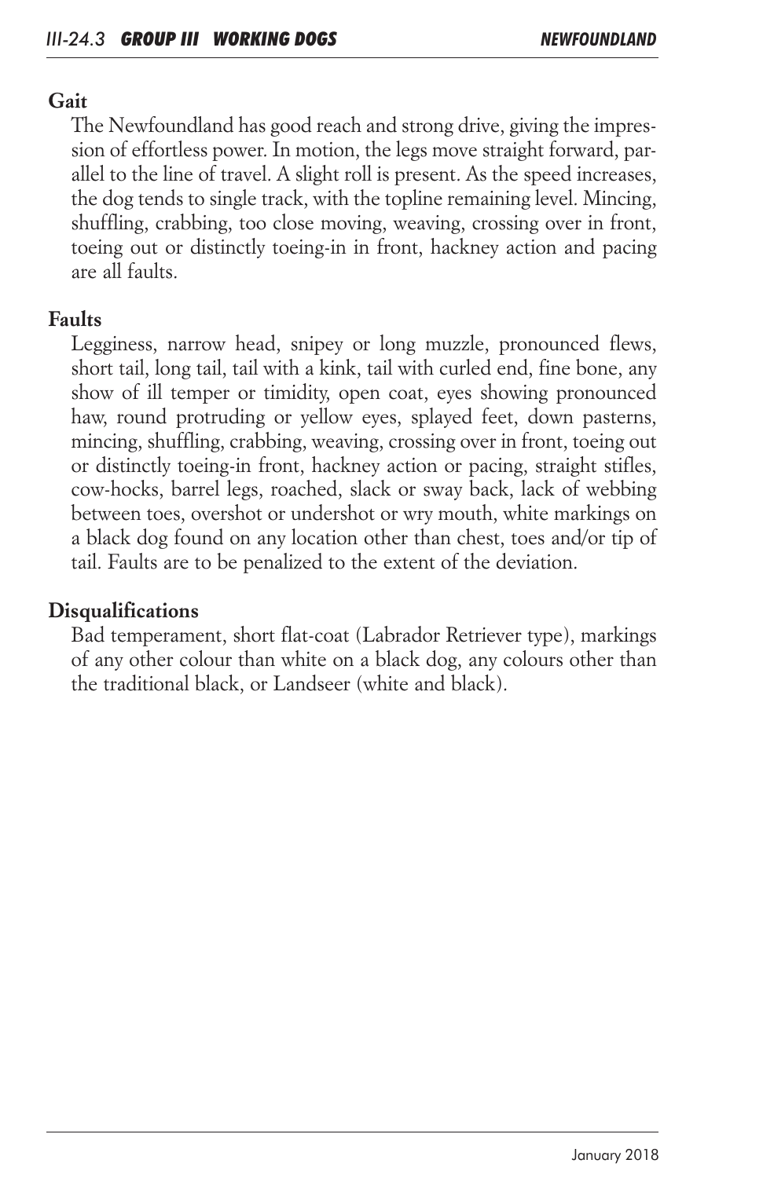## Gait

The Newfoundland has good reach and strong drive, giving the impression of effortless power. In motion, the legs move straight forward, parallel to the line of travel. A slight roll is present. As the speed increases, the dog tends to single track, with the topline remaining level. Mincing, shuffling, crabbing, too close moving, weaving, crossing over in front, toeing out or distinctly toeing-in in front, hackney action and pacing are all faults.

## Faults

Legginess, narrow head, snipey or long muzzle, pronounced flews, short tail, long tail, tail with a kink, tail with curled end, fine bone, any show of ill temper or timidity, open coat, eyes showing pronounced haw, round protruding or yellow eyes, splayed feet, down pasterns, mincing, shuffling, crabbing, weaving, crossing over in front, toeing out or distinctly toeing-in front, hackney action or pacing, straight stifles, cow-hocks, barrel legs, roached, slack or sway back, lack of webbing between toes, overshot or undershot or wry mouth, white markings on a black dog found on any location other than chest, toes and/or tip of tail. Faults are to be penalized to the extent of the deviation.

## Disqualifications

Bad temperament, short flat-coat (Labrador Retriever type), markings of any other colour than white on a black dog, any colours other than the traditional black, or Landseer (white and black).